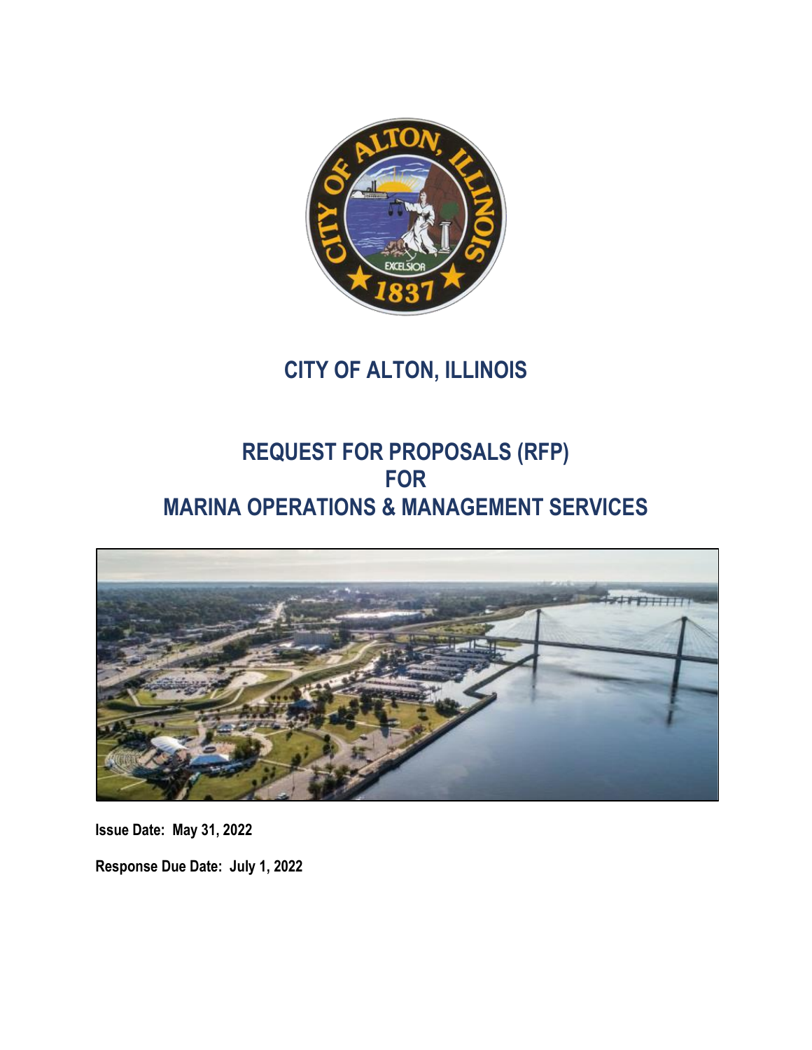# CITY OF ALTON, ILLINOIS

# REQUEST FOR PROPOSALS (RFP) FOR MARINA OPERATIONS & MANAGEMENT SERVICES

**Issue Date: May 31, 2022**

**Response Due Date: July 1, 2022**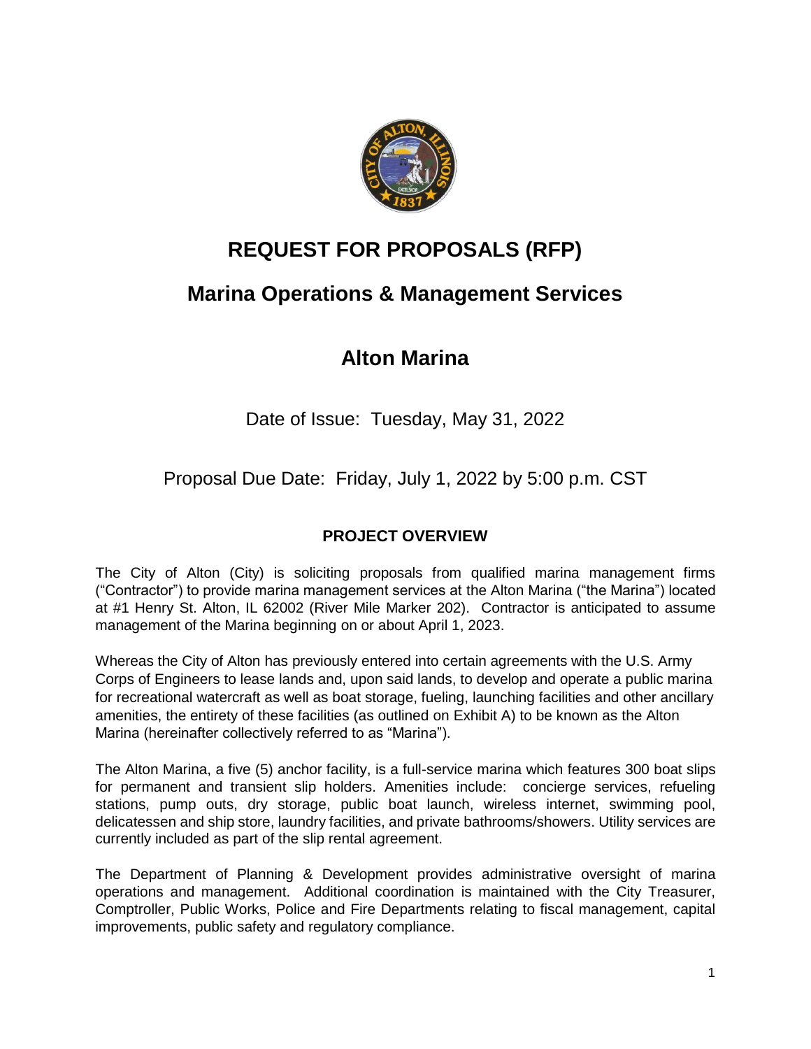# REQUEST FOR PROPOSALS (RFP)

## Marina Operations & Management Services

## Alton Marina

Date of Issue: Tuesday, May 31, 2022

Proposal Due Date: Friday, July 1, 2022 by 5:00 p.m. CST

### PROJECT OVERVIEW

The City of Alton (City) is soliciting proposals from qualified marina management firms ("Contractor") to provide marina management services at the Alton Marina ("the Marina") located at #1 Henry St. Alton, IL 62002 (River Mile Marker 202). Contractor is anticipated to assume management of the Marina beginning on or about April 1, 2023.

Whereas the City of Alton has previously entered into certain agreements with the U.S. Army Corps of Engineers to lease lands and, upon said lands, to develop and operate a public marina for recreational watercraft as well as boat storage, fueling, launching facilities and other ancillary amenities, the entirety of these facilities (as outlined on Exhibit A) to be known as the Alton Marina (hereinafter collectively referred to as "Marina").

The Alton Marina, a five (5) anchor facility, is a full-service marina which features 300 boat slips for permanent and transient slip holders. Amenities include: concierge services, refueling stations, pump outs, dry storage, public boat launch, wireless internet, swimming pool, delicatessen and ship store, laundry facilities, and private bathrooms/showers. Utility services are currently included as part of the slip rental agreement.

The Department of Planning & Development provides administrative oversight of marina operations and management. Additional coordination is maintained with the City Treasurer, Comptroller, Public Works, Police and Fire Departments relating to fiscal management, capital improvements, public safety and regulatory compliance.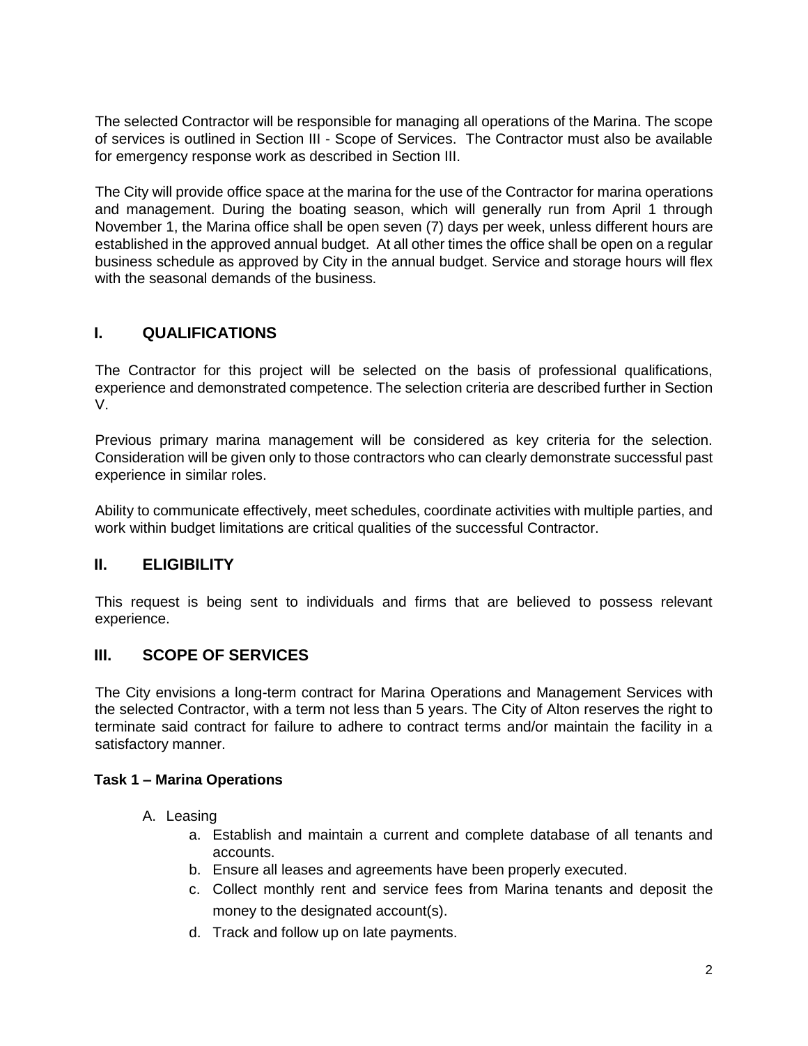The selected Contractor will be responsible for managing all operations of the Marina. The scope of services is outlined in Section III - Scope of Services. The Contractor must also be available for emergency response work as described in Section III.

The City will provide office space at the marina for the use of the Contractor for marina operations and management. During the boating season, which will generally run from April 1 through November 1, the Marina office shall be open seven (7) days per week, unless different hours are established in the approved annual budget. At all other times the office shall be open on a regular business schedule as approved by City in the annual budget. Service and storage hours will flex with the seasonal demands of the business.

## I. QUALIFICATIONS

The Contractor for this project will be selected on the basis of professional qualifications, experience and demonstrated competence. The selection criteria are described further in Section V.

Previous primary marina management will be considered as key criteria for the selection. Consideration will be given only to those contractors who can clearly demonstrate successful past experience in similar roles.

Ability to communicate effectively, meet schedules, coordinate activities with multiple parties, and work within budget limitations are critical qualities of the successful Contractor.

## II. ELIGIBILITY

This request is being sent to individuals and firms that are believed to possess relevant experience.

## III. SCOPE OF SERVICES

The City envisions a long-term contract for Marina Operations and Management Services with the selected Contractor, with a term not less than 5 years. The City of Alton reserves the right to terminate said contract for failure to adhere to contract terms and/or maintain the facility in a satisfactory manner.

### Task 1 – Marina Operations

A. Leasing
   a. Establish and maintain a current and complete database of all tenants and accounts.
   b. Ensure all leases and agreements have been properly executed.
   c. Collect monthly rent and service fees from Marina tenants and deposit the money to the designated account(s).
   d. Track and follow up on late payments.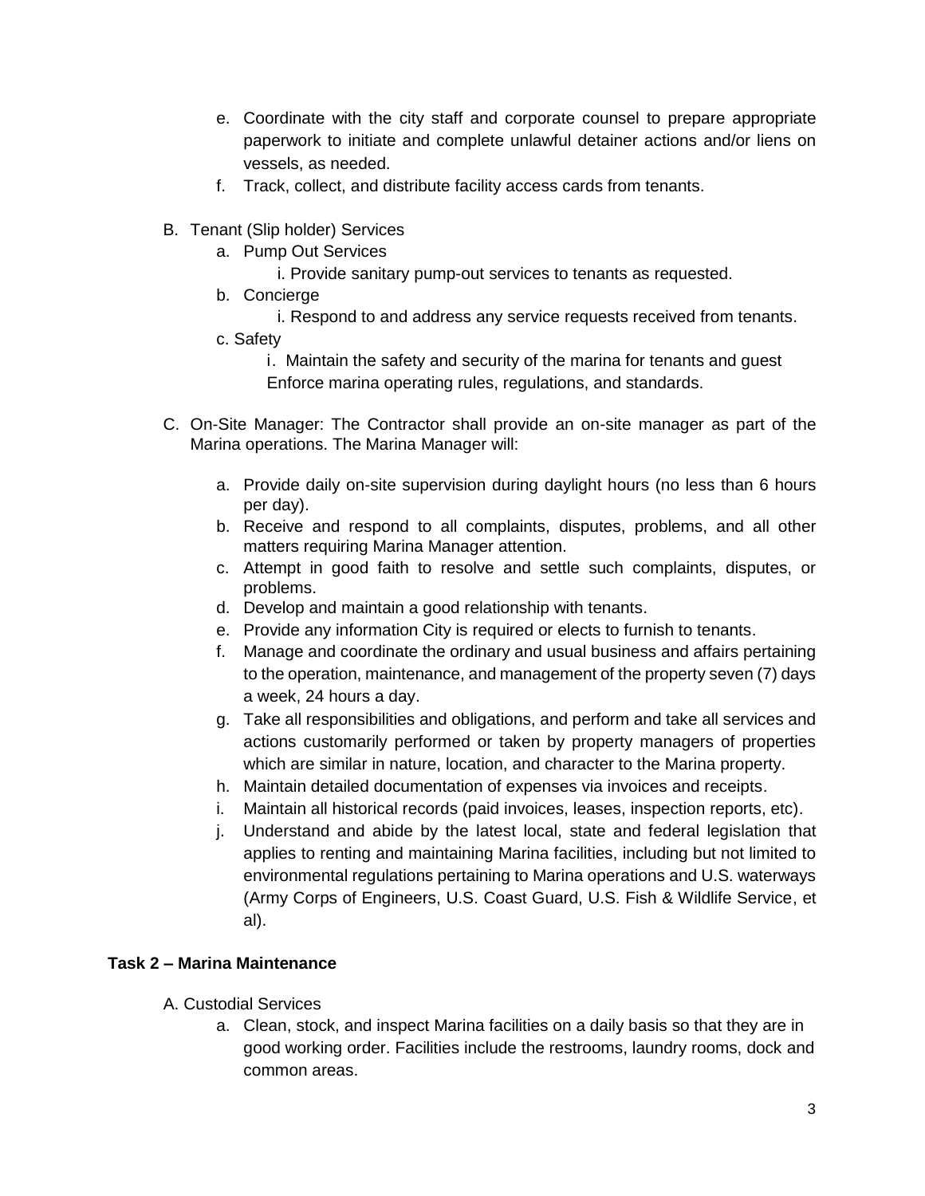e. Coordinate with the city staff and corporate counsel to prepare appropriate paperwork to initiate and complete unlawful detainer actions and/or liens on vessels, as needed.
f. Track, collect, and distribute facility access cards from tenants.

B. Tenant (Slip holder) Services
   a. Pump Out Services
      i. Provide sanitary pump-out services to tenants as requested.
   b. Concierge
      i. Respond to and address any service requests received from tenants.
   c. Safety
      i. Maintain the safety and security of the marina for tenants and guest Enforce marina operating rules, regulations, and standards.

C. On-Site Manager: The Contractor shall provide an on-site manager as part of the Marina operations. The Marina Manager will:

   a. Provide daily on-site supervision during daylight hours (no less than 6 hours per day).
   b. Receive and respond to all complaints, disputes, problems, and all other matters requiring Marina Manager attention.
   c. Attempt in good faith to resolve and settle such complaints, disputes, or problems.
   d. Develop and maintain a good relationship with tenants.
   e. Provide any information City is required or elects to furnish to tenants.
   f. Manage and coordinate the ordinary and usual business and affairs pertaining to the operation, maintenance, and management of the property seven (7) days a week, 24 hours a day.
   g. Take all responsibilities and obligations, and perform and take all services and actions customarily performed or taken by property managers of properties which are similar in nature, location, and character to the Marina property.
   h. Maintain detailed documentation of expenses via invoices and receipts.
   i. Maintain all historical records (paid invoices, leases, inspection reports, etc).
   j. Understand and abide by the latest local, state and federal legislation that applies to renting and maintaining Marina facilities, including but not limited to environmental regulations pertaining to Marina operations and U.S. waterways (Army Corps of Engineers, U.S. Coast Guard, U.S. Fish & Wildlife Service, et al).

**Task 2 – Marina Maintenance**

A. Custodial Services
   a. Clean, stock, and inspect Marina facilities on a daily basis so that they are in good working order. Facilities include the restrooms, laundry rooms, dock and common areas.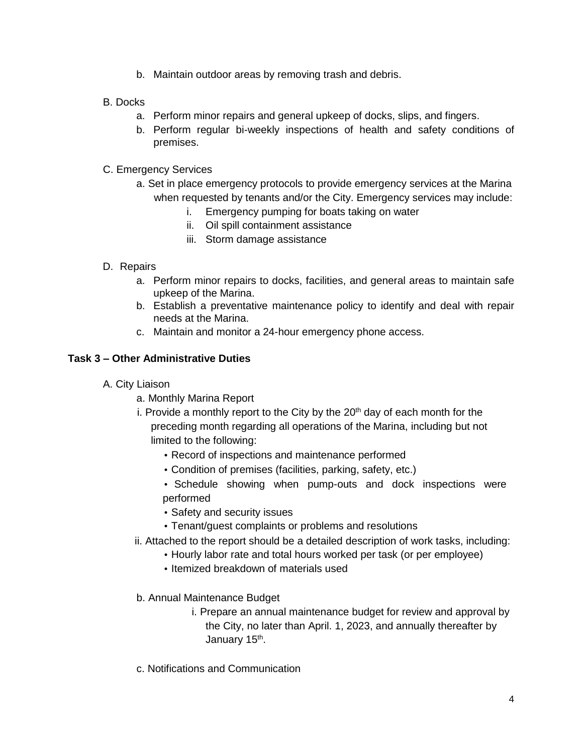b. Maintain outdoor areas by removing trash and debris.

B. Docks

a. Perform minor repairs and general upkeep of docks, slips, and fingers.

b. Perform regular bi-weekly inspections of health and safety conditions of premises.

C. Emergency Services

a. Set in place emergency protocols to provide emergency services at the Marina when requested by tenants and/or the City. Emergency services may include:

i. Emergency pumping for boats taking on water

ii. Oil spill containment assistance

iii. Storm damage assistance

D. Repairs

a. Perform minor repairs to docks, facilities, and general areas to maintain safe upkeep of the Marina.

b. Establish a preventative maintenance policy to identify and deal with repair needs at the Marina.

c. Maintain and monitor a 24-hour emergency phone access.

**Task 3 – Other Administrative Duties**

A. City Liaison

a. Monthly Marina Report

i. Provide a monthly report to the City by the 20th day of each month for the preceding month regarding all operations of the Marina, including but not limited to the following:

- Record of inspections and maintenance performed
- Condition of premises (facilities, parking, safety, etc.)
- Schedule showing when pump-outs and dock inspections were performed
- Safety and security issues
- Tenant/guest complaints or problems and resolutions

ii. Attached to the report should be a detailed description of work tasks, including:

- Hourly labor rate and total hours worked per task (or per employee)
- Itemized breakdown of materials used

b. Annual Maintenance Budget

i. Prepare an annual maintenance budget for review and approval by the City, no later than April. 1, 2023, and annually thereafter by January 15th.

c. Notifications and Communication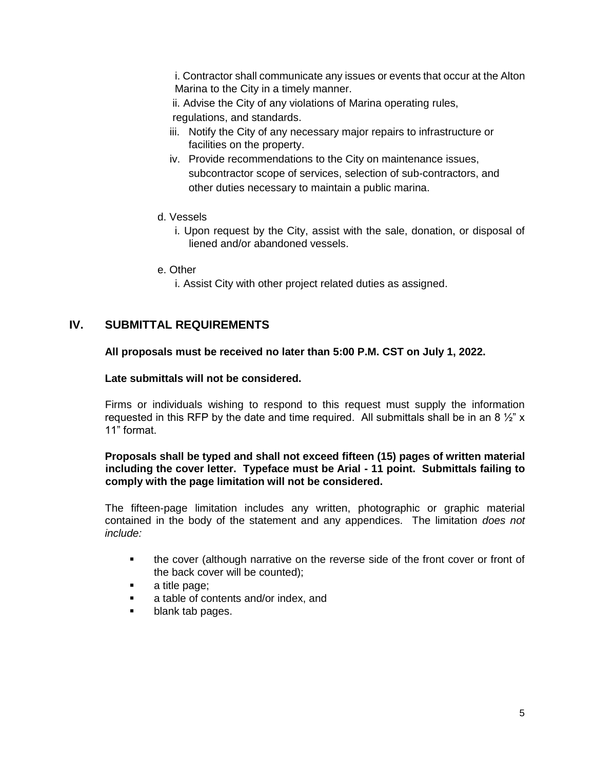i. Contractor shall communicate any issues or events that occur at the Alton Marina to the City in a timely manner.

ii. Advise the City of any violations of Marina operating rules, regulations, and standards.

iii. Notify the City of any necessary major repairs to infrastructure or facilities on the property.

iv. Provide recommendations to the City on maintenance issues, subcontractor scope of services, selection of sub-contractors, and other duties necessary to maintain a public marina.

d. Vessels

i. Upon request by the City, assist with the sale, donation, or disposal of liened and/or abandoned vessels.

e. Other

i. Assist City with other project related duties as assigned.

## IV. SUBMITTAL REQUIREMENTS

**All proposals must be received no later than 5:00 P.M. CST on July 1, 2022.**

**Late submittals will not be considered.**

Firms or individuals wishing to respond to this request must supply the information requested in this RFP by the date and time required. All submittals shall be in an 8 ½" x 11" format.

**Proposals shall be typed and shall not exceed fifteen (15) pages of written material including the cover letter. Typeface must be Arial - 11 point. Submittals failing to comply with the page limitation will not be considered.**

The fifteen-page limitation includes any written, photographic or graphic material contained in the body of the statement and any appendices. The limitation *does not include:*

- the cover (although narrative on the reverse side of the front cover or front of the back cover will be counted);
- a title page;
- a table of contents and/or index, and
- blank tab pages.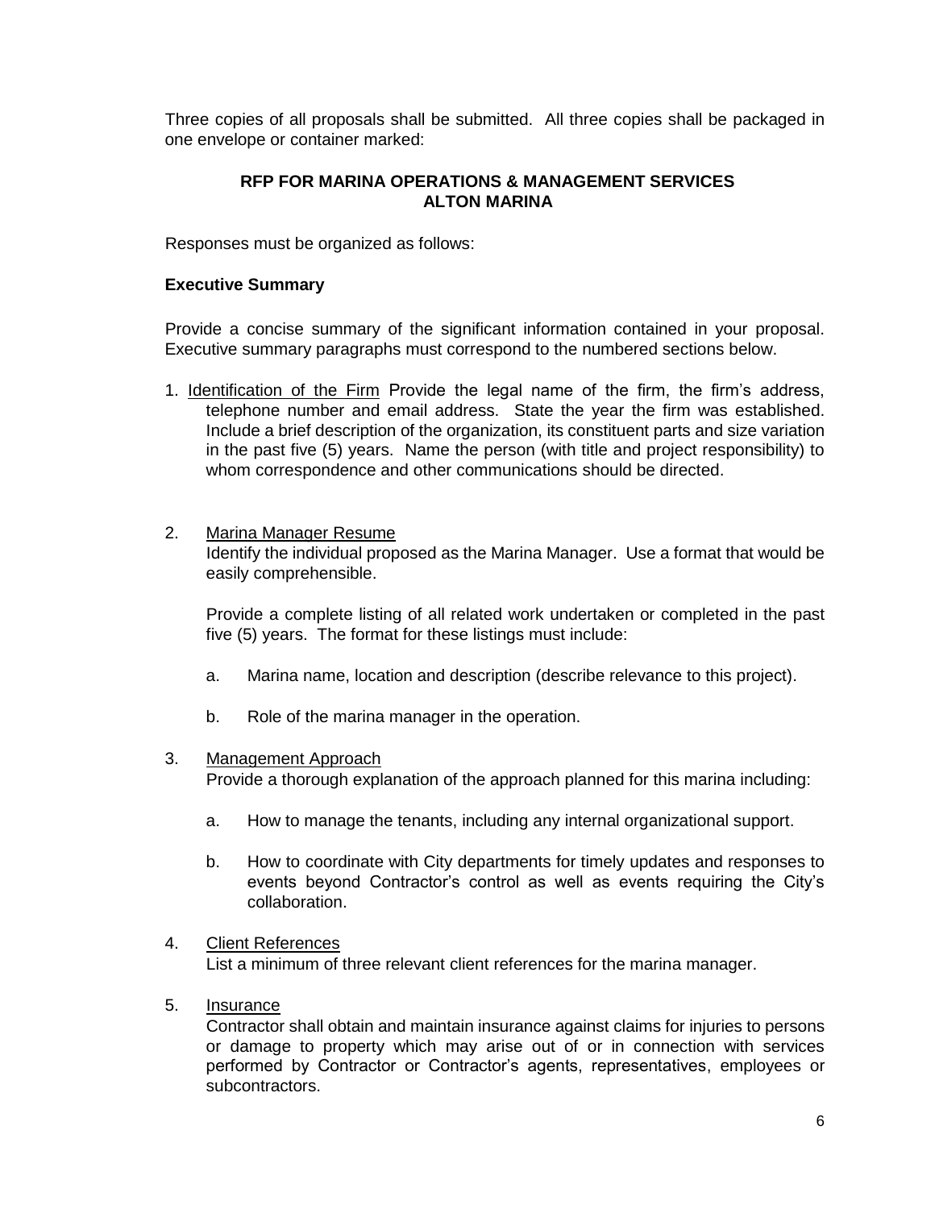Three copies of all proposals shall be submitted. All three copies shall be packaged in one envelope or container marked:

**RFP FOR MARINA OPERATIONS & MANAGEMENT SERVICES**
**ALTON MARINA**

Responses must be organized as follows:

**Executive Summary**

Provide a concise summary of the significant information contained in your proposal. Executive summary paragraphs must correspond to the numbered sections below.

1. Identification of the Firm Provide the legal name of the firm, the firm's address, telephone number and email address. State the year the firm was established. Include a brief description of the organization, its constituent parts and size variation in the past five (5) years. Name the person (with title and project responsibility) to whom correspondence and other communications should be directed.

2. Marina Manager Resume
   Identify the individual proposed as the Marina Manager. Use a format that would be easily comprehensible.

   Provide a complete listing of all related work undertaken or completed in the past five (5) years. The format for these listings must include:

   a. Marina name, location and description (describe relevance to this project).

   b. Role of the marina manager in the operation.

3. Management Approach
   Provide a thorough explanation of the approach planned for this marina including:

   a. How to manage the tenants, including any internal organizational support.

   b. How to coordinate with City departments for timely updates and responses to events beyond Contractor's control as well as events requiring the City's collaboration.

4. Client References
   List a minimum of three relevant client references for the marina manager.

5. Insurance
   Contractor shall obtain and maintain insurance against claims for injuries to persons or damage to property which may arise out of or in connection with services performed by Contractor or Contractor's agents, representatives, employees or subcontractors.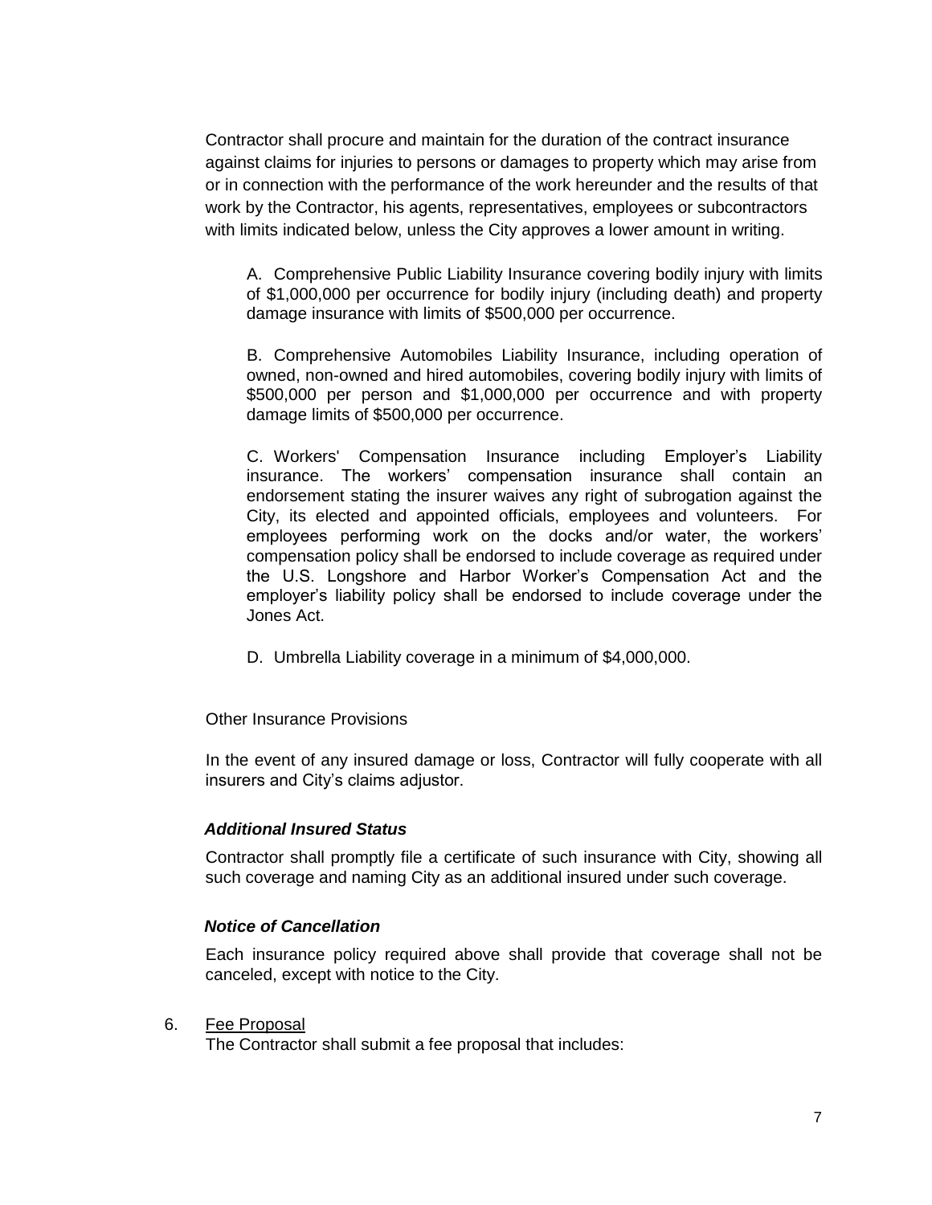Contractor shall procure and maintain for the duration of the contract insurance against claims for injuries to persons or damages to property which may arise from or in connection with the performance of the work hereunder and the results of that work by the Contractor, his agents, representatives, employees or subcontractors with limits indicated below, unless the City approves a lower amount in writing.

A. Comprehensive Public Liability Insurance covering bodily injury with limits of $1,000,000 per occurrence for bodily injury (including death) and property damage insurance with limits of $500,000 per occurrence.

B. Comprehensive Automobiles Liability Insurance, including operation of owned, non-owned and hired automobiles, covering bodily injury with limits of $500,000 per person and $1,000,000 per occurrence and with property damage limits of $500,000 per occurrence.

C. Workers' Compensation Insurance including Employer's Liability insurance. The workers' compensation insurance shall contain an endorsement stating the insurer waives any right of subrogation against the City, its elected and appointed officials, employees and volunteers. For employees performing work on the docks and/or water, the workers' compensation policy shall be endorsed to include coverage as required under the U.S. Longshore and Harbor Worker's Compensation Act and the employer's liability policy shall be endorsed to include coverage under the Jones Act.

D. Umbrella Liability coverage in a minimum of $4,000,000.

Other Insurance Provisions

In the event of any insured damage or loss, Contractor will fully cooperate with all insurers and City's claims adjustor.

***Additional Insured Status***

Contractor shall promptly file a certificate of such insurance with City, showing all such coverage and naming City as an additional insured under such coverage.

***Notice of Cancellation***

Each insurance policy required above shall provide that coverage shall not be canceled, except with notice to the City.

6. <u>Fee Proposal</u>
   The Contractor shall submit a fee proposal that includes: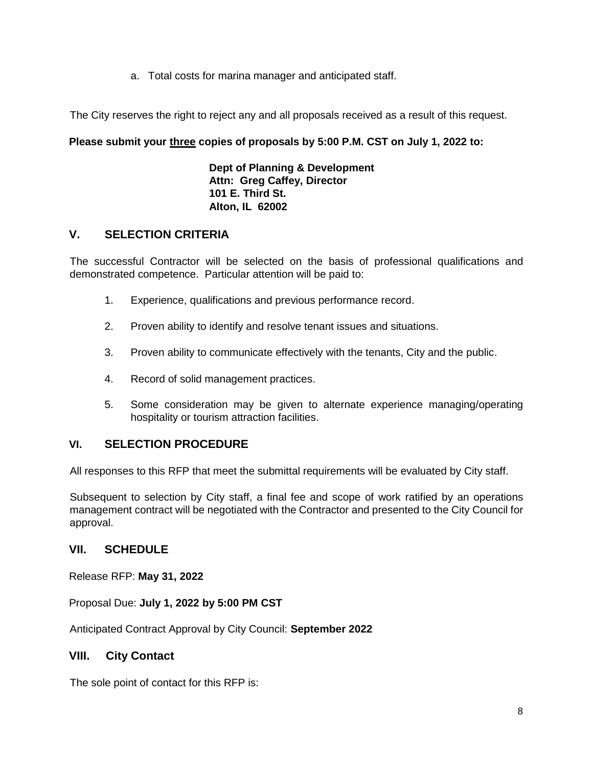a. Total costs for marina manager and anticipated staff.

The City reserves the right to reject any and all proposals received as a result of this request.

**Please submit your <u>three</u> copies of proposals by 5:00 P.M. CST on July 1, 2022 to:**

**Dept of Planning & Development**
**Attn: Greg Caffey, Director**
**101 E. Third St.**
**Alton, IL 62002**

## V. SELECTION CRITERIA

The successful Contractor will be selected on the basis of professional qualifications and demonstrated competence. Particular attention will be paid to:

1. Experience, qualifications and previous performance record.

2. Proven ability to identify and resolve tenant issues and situations.

3. Proven ability to communicate effectively with the tenants, City and the public.

4. Record of solid management practices.

5. Some consideration may be given to alternate experience managing/operating hospitality or tourism attraction facilities.

## VI. SELECTION PROCEDURE

All responses to this RFP that meet the submittal requirements will be evaluated by City staff.

Subsequent to selection by City staff, a final fee and scope of work ratified by an operations management contract will be negotiated with the Contractor and presented to the City Council for approval.

## VII. SCHEDULE

Release RFP: **May 31, 2022**

Proposal Due: **July 1, 2022 by 5:00 PM CST**

Anticipated Contract Approval by City Council: **September 2022**

## VIII. City Contact

The sole point of contact for this RFP is: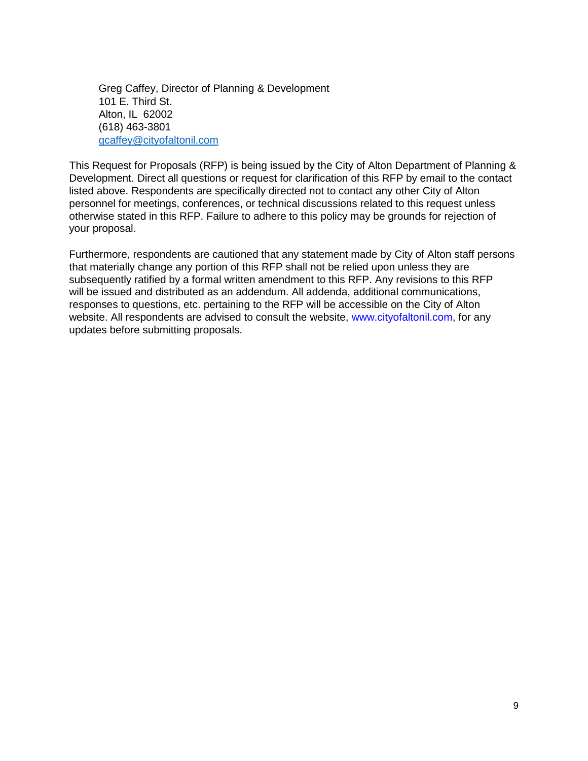Greg Caffey, Director of Planning & Development  
101 E. Third St.  
Alton, IL 62002  
(618) 463-3801  
gcaffey@cityofaltonil.com

This Request for Proposals (RFP) is being issued by the City of Alton Department of Planning & Development. Direct all questions or request for clarification of this RFP by email to the contact listed above. Respondents are specifically directed not to contact any other City of Alton personnel for meetings, conferences, or technical discussions related to this request unless otherwise stated in this RFP. Failure to adhere to this policy may be grounds for rejection of your proposal.

Furthermore, respondents are cautioned that any statement made by City of Alton staff persons that materially change any portion of this RFP shall not be relied upon unless they are subsequently ratified by a formal written amendment to this RFP. Any revisions to this RFP will be issued and distributed as an addendum. All addenda, additional communications, responses to questions, etc. pertaining to the RFP will be accessible on the City of Alton website. All respondents are advised to consult the website, www.cityofaltonil.com, for any updates before submitting proposals.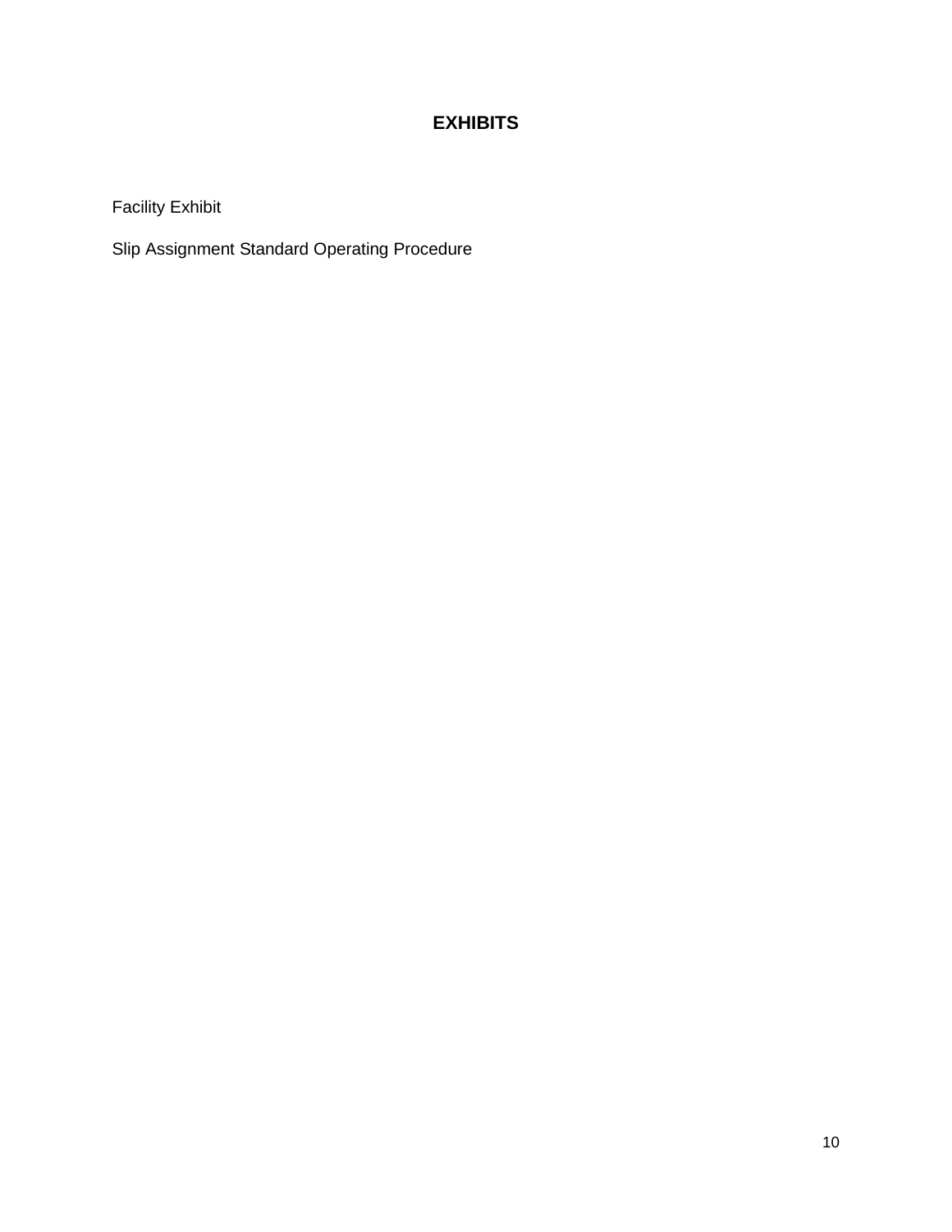# EXHIBITS

Facility Exhibit

Slip Assignment Standard Operating Procedure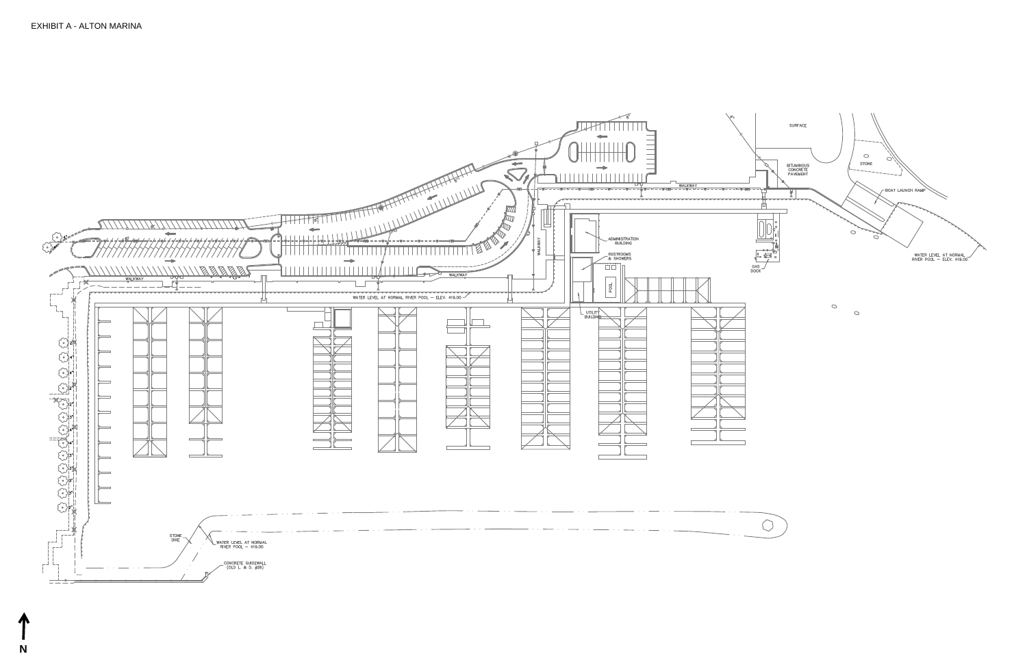EXHIBIT A - ALTON MARINA

SURFACE

STONE

BITUMINOUS CONCRETE PAVEMENT

BOAT LAUNCH RAMP

WATER LEVEL AT NORMAL RIVER POOL – ELEV. 419.00

WALKWAY

ADMINISTRATION BUILDING

RESTROOMS & SHOWERS

POOL

GAS DOCK

UTILITY BUILDING

WALKWAY

WALKWAY

WALKWAY

WATER LEVEL AT NORMAL RIVER POOL – ELEV. 419.00

STONE DIKE

WATER LEVEL AT NORMAL RIVER POOL – 419.00

CONCRETE GUIDEWALL (OLD L. & D. #26)

N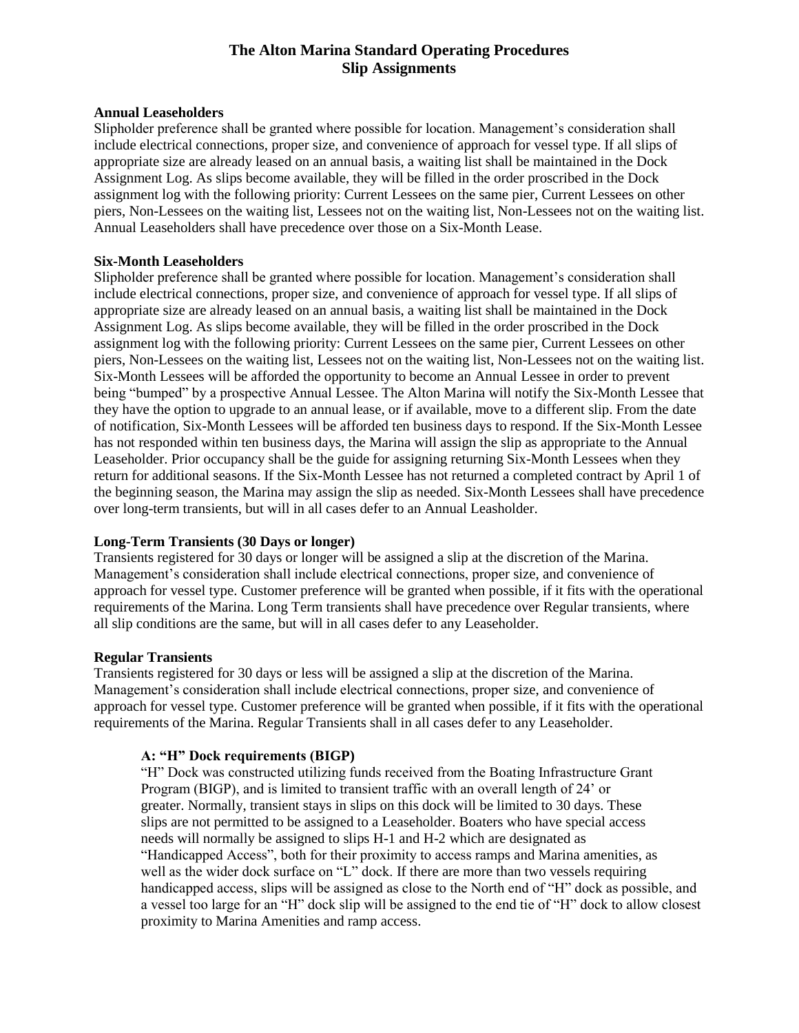# The Alton Marina Standard Operating Procedures
## Slip Assignments

**Annual Leaseholders**

Slipholder preference shall be granted where possible for location. Management's consideration shall include electrical connections, proper size, and convenience of approach for vessel type. If all slips of appropriate size are already leased on an annual basis, a waiting list shall be maintained in the Dock Assignment Log. As slips become available, they will be filled in the order proscribed in the Dock assignment log with the following priority: Current Lessees on the same pier, Current Lessees on other piers, Non-Lessees on the waiting list, Lessees not on the waiting list, Non-Lessees not on the waiting list. Annual Leaseholders shall have precedence over those on a Six-Month Lease.

**Six-Month Leaseholders**

Slipholder preference shall be granted where possible for location. Management's consideration shall include electrical connections, proper size, and convenience of approach for vessel type. If all slips of appropriate size are already leased on an annual basis, a waiting list shall be maintained in the Dock Assignment Log. As slips become available, they will be filled in the order proscribed in the Dock assignment log with the following priority: Current Lessees on the same pier, Current Lessees on other piers, Non-Lessees on the waiting list, Lessees not on the waiting list, Non-Lessees not on the waiting list. Six-Month Lessees will be afforded the opportunity to become an Annual Lessee in order to prevent being "bumped" by a prospective Annual Lessee. The Alton Marina will notify the Six-Month Lessee that they have the option to upgrade to an annual lease, or if available, move to a different slip. From the date of notification, Six-Month Lessees will be afforded ten business days to respond. If the Six-Month Lessee has not responded within ten business days, the Marina will assign the slip as appropriate to the Annual Leaseholder. Prior occupancy shall be the guide for assigning returning Six-Month Lessees when they return for additional seasons. If the Six-Month Lessee has not returned a completed contract by April 1 of the beginning season, the Marina may assign the slip as needed. Six-Month Lessees shall have precedence over long-term transients, but will in all cases defer to an Annual Leasholder.

**Long-Term Transients (30 Days or longer)**

Transients registered for 30 days or longer will be assigned a slip at the discretion of the Marina. Management's consideration shall include electrical connections, proper size, and convenience of approach for vessel type. Customer preference will be granted when possible, if it fits with the operational requirements of the Marina. Long Term transients shall have precedence over Regular transients, where all slip conditions are the same, but will in all cases defer to any Leaseholder.

**Regular Transients**

Transients registered for 30 days or less will be assigned a slip at the discretion of the Marina. Management's consideration shall include electrical connections, proper size, and convenience of approach for vessel type. Customer preference will be granted when possible, if it fits with the operational requirements of the Marina. Regular Transients shall in all cases defer to any Leaseholder.

**A: "H" Dock requirements (BIGP)**

"H" Dock was constructed utilizing funds received from the Boating Infrastructure Grant Program (BIGP), and is limited to transient traffic with an overall length of 24' or greater. Normally, transient stays in slips on this dock will be limited to 30 days. These slips are not permitted to be assigned to a Leaseholder. Boaters who have special access needs will normally be assigned to slips H-1 and H-2 which are designated as "Handicapped Access", both for their proximity to access ramps and Marina amenities, as well as the wider dock surface on "L" dock. If there are more than two vessels requiring handicapped access, slips will be assigned as close to the North end of "H" dock as possible, and a vessel too large for an "H" dock slip will be assigned to the end tie of "H" dock to allow closest proximity to Marina Amenities and ramp access.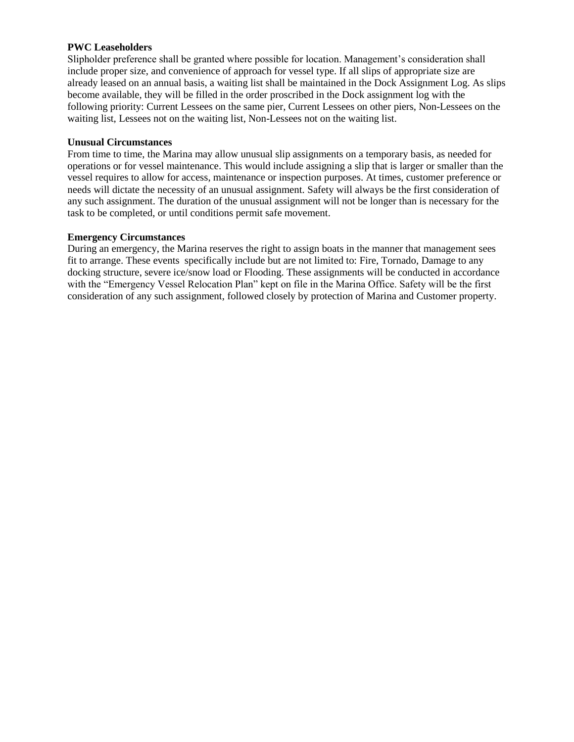**PWC Leaseholders**

Slipholder preference shall be granted where possible for location. Management's consideration shall include proper size, and convenience of approach for vessel type. If all slips of appropriate size are already leased on an annual basis, a waiting list shall be maintained in the Dock Assignment Log. As slips become available, they will be filled in the order proscribed in the Dock assignment log with the following priority: Current Lessees on the same pier, Current Lessees on other piers, Non-Lessees on the waiting list, Lessees not on the waiting list, Non-Lessees not on the waiting list.

**Unusual Circumstances**

From time to time, the Marina may allow unusual slip assignments on a temporary basis, as needed for operations or for vessel maintenance. This would include assigning a slip that is larger or smaller than the vessel requires to allow for access, maintenance or inspection purposes. At times, customer preference or needs will dictate the necessity of an unusual assignment. Safety will always be the first consideration of any such assignment. The duration of the unusual assignment will not be longer than is necessary for the task to be completed, or until conditions permit safe movement.

**Emergency Circumstances**

During an emergency, the Marina reserves the right to assign boats in the manner that management sees fit to arrange. These events specifically include but are not limited to: Fire, Tornado, Damage to any docking structure, severe ice/snow load or Flooding. These assignments will be conducted in accordance with the "Emergency Vessel Relocation Plan" kept on file in the Marina Office. Safety will be the first consideration of any such assignment, followed closely by protection of Marina and Customer property.